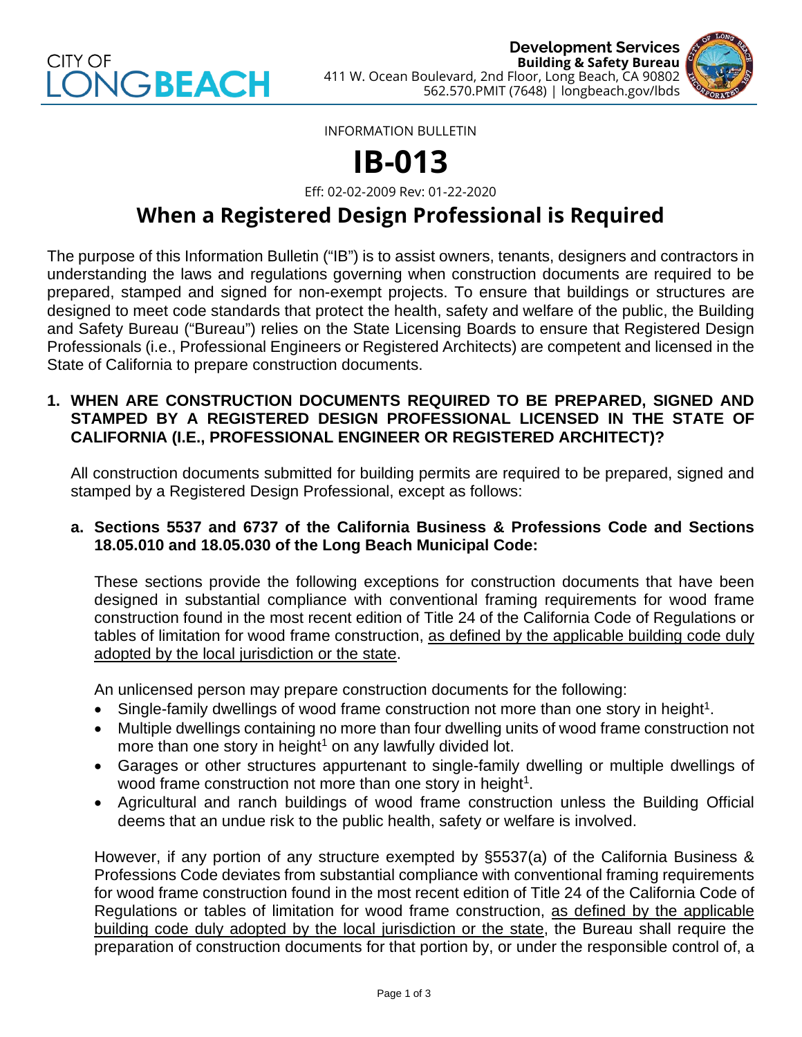CITY OF LONG BEACH

**Development Services**
**Building & Safety Bureau**
411 W. Ocean Boulevard, 2nd Floor, Long Beach, CA 90802
562.570.PMIT (7648) | longbeach.gov/lbds

INFORMATION BULLETIN

# IB-013

Eff: 02-02-2009 Rev: 01-22-2020

## When a Registered Design Professional is Required

The purpose of this Information Bulletin ("IB") is to assist owners, tenants, designers and contractors in understanding the laws and regulations governing when construction documents are required to be prepared, stamped and signed for non-exempt projects. To ensure that buildings or structures are designed to meet code standards that protect the health, safety and welfare of the public, the Building and Safety Bureau ("Bureau") relies on the State Licensing Boards to ensure that Registered Design Professionals (i.e., Professional Engineers or Registered Architects) are competent and licensed in the State of California to prepare construction documents.

### 1. WHEN ARE CONSTRUCTION DOCUMENTS REQUIRED TO BE PREPARED, SIGNED AND STAMPED BY A REGISTERED DESIGN PROFESSIONAL LICENSED IN THE STATE OF CALIFORNIA (I.E., PROFESSIONAL ENGINEER OR REGISTERED ARCHITECT)?

All construction documents submitted for building permits are required to be prepared, signed and stamped by a Registered Design Professional, except as follows:

#### a. Sections 5537 and 6737 of the California Business & Professions Code and Sections 18.05.010 and 18.05.030 of the Long Beach Municipal Code:

These sections provide the following exceptions for construction documents that have been designed in substantial compliance with conventional framing requirements for wood frame construction found in the most recent edition of Title 24 of the California Code of Regulations or tables of limitation for wood frame construction, <u>as defined by the applicable building code duly adopted by the local jurisdiction or the state</u>.

An unlicensed person may prepare construction documents for the following:

- Single-family dwellings of wood frame construction not more than one story in height[1].
- Multiple dwellings containing no more than four dwelling units of wood frame construction not more than one story in height[1] on any lawfully divided lot.
- Garages or other structures appurtenant to single-family dwelling or multiple dwellings of wood frame construction not more than one story in height[1].
- Agricultural and ranch buildings of wood frame construction unless the Building Official deems that an undue risk to the public health, safety or welfare is involved.

However, if any portion of any structure exempted by §5537(a) of the California Business & Professions Code deviates from substantial compliance with conventional framing requirements for wood frame construction found in the most recent edition of Title 24 of the California Code of Regulations or tables of limitation for wood frame construction, <u>as defined by the applicable building code duly adopted by the local jurisdiction or the state</u>, the Bureau shall require the preparation of construction documents for that portion by, or under the responsible control of, a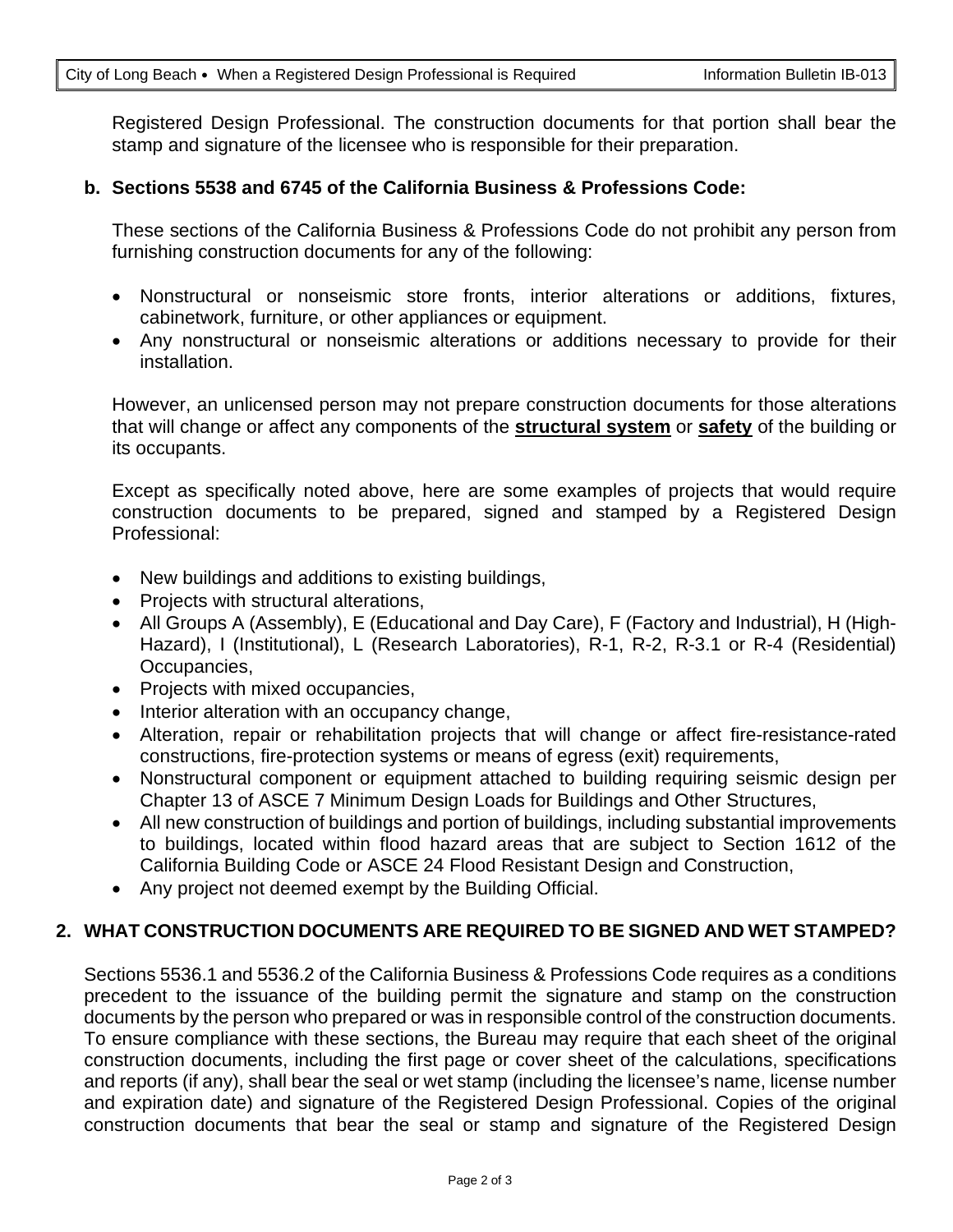Registered Design Professional. The construction documents for that portion shall bear the stamp and signature of the licensee who is responsible for their preparation.

### b. Sections 5538 and 6745 of the California Business & Professions Code:

These sections of the California Business & Professions Code do not prohibit any person from furnishing construction documents for any of the following:

- Nonstructural or nonseismic store fronts, interior alterations or additions, fixtures, cabinetwork, furniture, or other appliances or equipment.
- Any nonstructural or nonseismic alterations or additions necessary to provide for their installation.

However, an unlicensed person may not prepare construction documents for those alterations that will change or affect any components of the **structural system** or **safety** of the building or its occupants.

Except as specifically noted above, here are some examples of projects that would require construction documents to be prepared, signed and stamped by a Registered Design Professional:

- New buildings and additions to existing buildings,
- Projects with structural alterations,
- All Groups A (Assembly), E (Educational and Day Care), F (Factory and Industrial), H (High-Hazard), I (Institutional), L (Research Laboratories), R-1, R-2, R-3.1 or R-4 (Residential) Occupancies,
- Projects with mixed occupancies,
- Interior alteration with an occupancy change,
- Alteration, repair or rehabilitation projects that will change or affect fire-resistance-rated constructions, fire-protection systems or means of egress (exit) requirements,
- Nonstructural component or equipment attached to building requiring seismic design per Chapter 13 of ASCE 7 Minimum Design Loads for Buildings and Other Structures,
- All new construction of buildings and portion of buildings, including substantial improvements to buildings, located within flood hazard areas that are subject to Section 1612 of the California Building Code or ASCE 24 Flood Resistant Design and Construction,
- Any project not deemed exempt by the Building Official.

## 2. WHAT CONSTRUCTION DOCUMENTS ARE REQUIRED TO BE SIGNED AND WET STAMPED?

Sections 5536.1 and 5536.2 of the California Business & Professions Code requires as a conditions precedent to the issuance of the building permit the signature and stamp on the construction documents by the person who prepared or was in responsible control of the construction documents. To ensure compliance with these sections, the Bureau may require that each sheet of the original construction documents, including the first page or cover sheet of the calculations, specifications and reports (if any), shall bear the seal or wet stamp (including the licensee's name, license number and expiration date) and signature of the Registered Design Professional. Copies of the original construction documents that bear the seal or stamp and signature of the Registered Design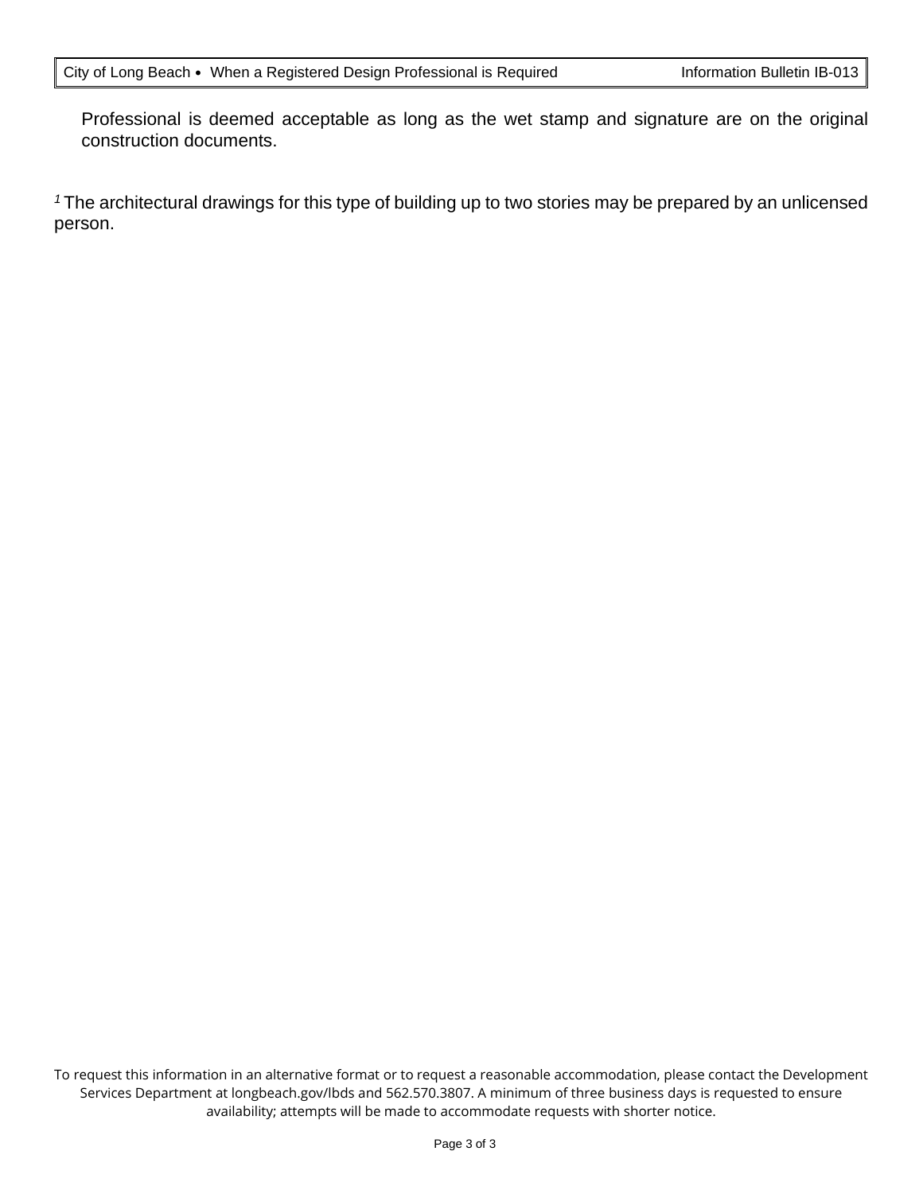Professional is deemed acceptable as long as the wet stamp and signature are on the original construction documents.

[1] The architectural drawings for this type of building up to two stories may be prepared by an unlicensed person.

To request this information in an alternative format or to request a reasonable accommodation, please contact the Development Services Department at longbeach.gov/lbds and 562.570.3807. A minimum of three business days is requested to ensure availability; attempts will be made to accommodate requests with shorter notice.